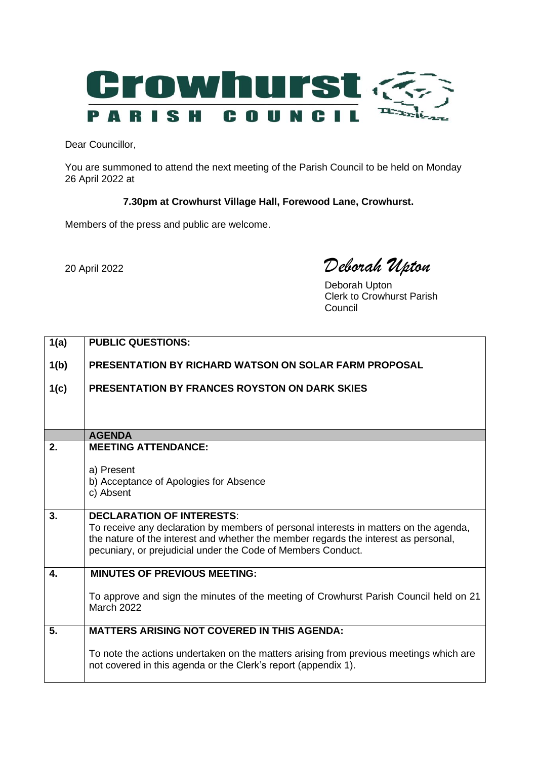# Crowhurst PARISH COUNCIL

Dear Councillor,

You are summoned to attend the next meeting of the Parish Council to be held on Monday 26 April 2022 at

**7.30pm at Crowhurst Village Hall, Forewood Lane, Crowhurst.**

Members of the press and public are welcome.

20 April 2022

*Deborah Upton*

Deborah Upton
Clerk to Crowhurst Parish Council

| | |
|---|---|
| **1(a)** | **PUBLIC QUESTIONS:** |
| **1(b)** | **PRESENTATION BY RICHARD WATSON ON SOLAR FARM PROPOSAL** |
| **1(c)** | **PRESENTATION BY FRANCES ROYSTON ON DARK SKIES** |
| | **AGENDA** |
| **2.** | **MEETING ATTENDANCE:**<br><br>a) Present<br>b) Acceptance of Apologies for Absence<br>c) Absent |
| **3.** | **DECLARATION OF INTERESTS**:<br>To receive any declaration by members of personal interests in matters on the agenda, the nature of the interest and whether the member regards the interest as personal, pecuniary, or prejudicial under the Code of Members Conduct. |
| **4.** | **MINUTES OF PREVIOUS MEETING:**<br><br>To approve and sign the minutes of the meeting of Crowhurst Parish Council held on 21 March 2022 |
| **5.** | **MATTERS ARISING NOT COVERED IN THIS AGENDA:**<br><br>To note the actions undertaken on the matters arising from previous meetings which are not covered in this agenda or the Clerk's report (appendix 1). |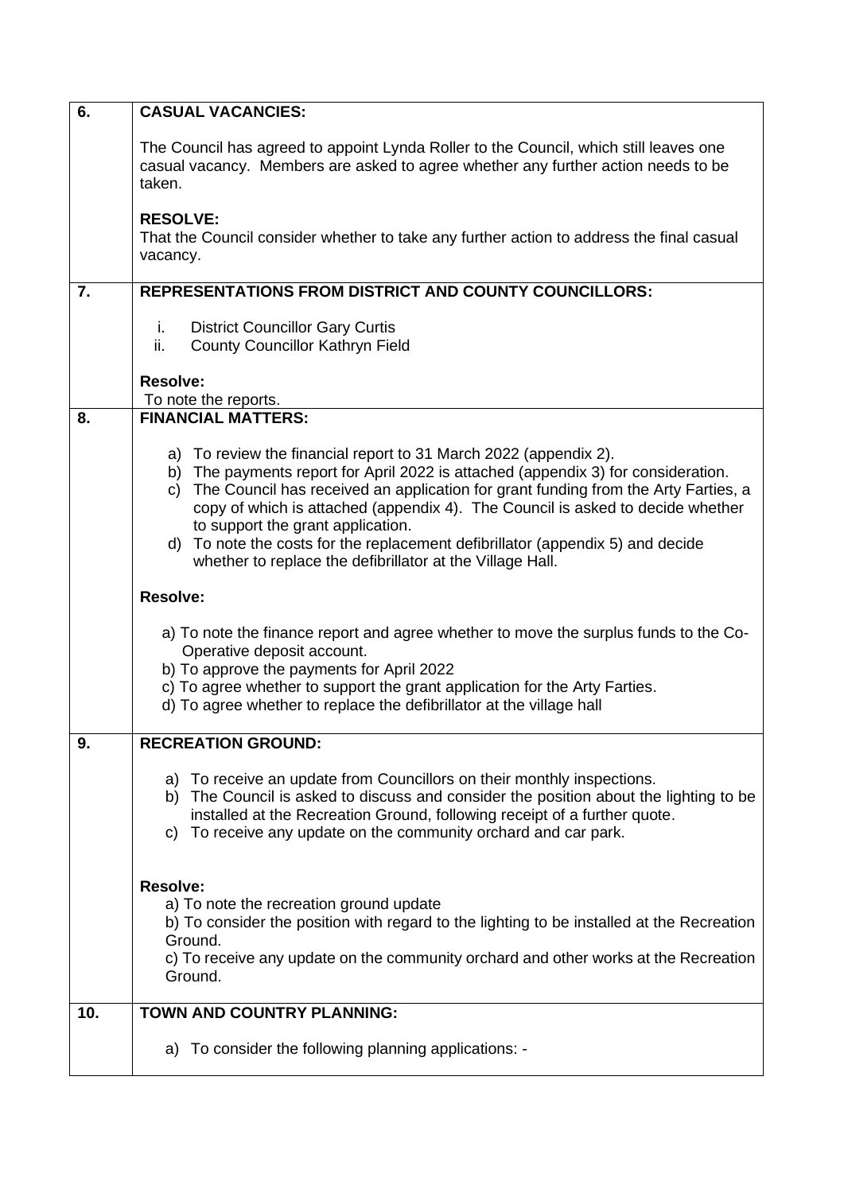| | |
|---|---|
| **6.** | **CASUAL VACANCIES:**<br><br>The Council has agreed to appoint Lynda Roller to the Council, which still leaves one casual vacancy. Members are asked to agree whether any further action needs to be taken.<br><br>**RESOLVE:**<br>That the Council consider whether to take any further action to address the final casual vacancy. |
| **7.** | **REPRESENTATIONS FROM DISTRICT AND COUNTY COUNCILLORS:**<br><br>i. District Councillor Gary Curtis<br>ii. County Councillor Kathryn Field<br><br>**Resolve:**<br>To note the reports. |
| **8.** | **FINANCIAL MATTERS:**<br><br>a) To review the financial report to 31 March 2022 (appendix 2).<br>b) The payments report for April 2022 is attached (appendix 3) for consideration.<br>c) The Council has received an application for grant funding from the Arty Farties, a copy of which is attached (appendix 4). The Council is asked to decide whether to support the grant application.<br>d) To note the costs for the replacement defibrillator (appendix 5) and decide whether to replace the defibrillator at the Village Hall.<br><br>**Resolve:**<br><br>a) To note the finance report and agree whether to move the surplus funds to the Co-Operative deposit account.<br>b) To approve the payments for April 2022<br>c) To agree whether to support the grant application for the Arty Farties.<br>d) To agree whether to replace the defibrillator at the village hall |
| **9.** | **RECREATION GROUND:**<br><br>a) To receive an update from Councillors on their monthly inspections.<br>b) The Council is asked to discuss and consider the position about the lighting to be installed at the Recreation Ground, following receipt of a further quote.<br>c) To receive any update on the community orchard and car park.<br><br>**Resolve:**<br>a) To note the recreation ground update<br>b) To consider the position with regard to the lighting to be installed at the Recreation Ground.<br>c) To receive any update on the community orchard and other works at the Recreation Ground. |
| **10.** | **TOWN AND COUNTRY PLANNING:**<br><br>a) To consider the following planning applications: - |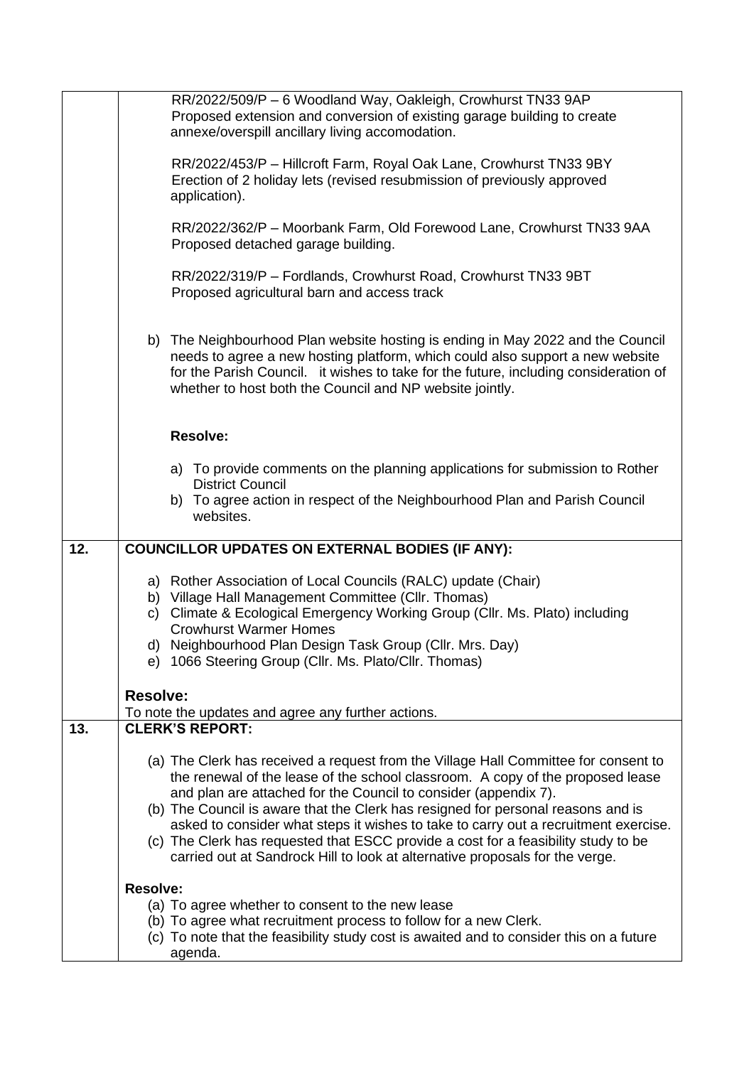| | |
|---|---|
| | RR/2022/509/P – 6 Woodland Way, Oakleigh, Crowhurst TN33 9AP<br>Proposed extension and conversion of existing garage building to create annexe/overspill ancillary living accomodation.<br><br>RR/2022/453/P – Hillcroft Farm, Royal Oak Lane, Crowhurst TN33 9BY<br>Erection of 2 holiday lets (revised resubmission of previously approved application).<br><br>RR/2022/362/P – Moorbank Farm, Old Forewood Lane, Crowhurst TN33 9AA<br>Proposed detached garage building.<br><br>RR/2022/319/P – Fordlands, Crowhurst Road, Crowhurst TN33 9BT<br>Proposed agricultural barn and access track<br><br>b) The Neighbourhood Plan website hosting is ending in May 2022 and the Council needs to agree a new hosting platform, which could also support a new website for the Parish Council. it wishes to take for the future, including consideration of whether to host both the Council and NP website jointly.<br><br>**Resolve:**<br><br>a) To provide comments on the planning applications for submission to Rother District Council<br>b) To agree action in respect of the Neighbourhood Plan and Parish Council websites. |
| **12.** | **COUNCILLOR UPDATES ON EXTERNAL BODIES (IF ANY):**<br><br>a) Rother Association of Local Councils (RALC) update (Chair)<br>b) Village Hall Management Committee (Cllr. Thomas)<br>c) Climate & Ecological Emergency Working Group (Cllr. Ms. Plato) including Crowhurst Warmer Homes<br>d) Neighbourhood Plan Design Task Group (Cllr. Mrs. Day)<br>e) 1066 Steering Group (Cllr. Ms. Plato/Cllr. Thomas)<br><br>**Resolve:**<br>To note the updates and agree any further actions. |
| **13.** | **CLERK'S REPORT:**<br><br>(a) The Clerk has received a request from the Village Hall Committee for consent to the renewal of the lease of the school classroom. A copy of the proposed lease and plan are attached for the Council to consider (appendix 7).<br>(b) The Council is aware that the Clerk has resigned for personal reasons and is asked to consider what steps it wishes to take to carry out a recruitment exercise.<br>(c) The Clerk has requested that ESCC provide a cost for a feasibility study to be carried out at Sandrock Hill to look at alternative proposals for the verge.<br><br>**Resolve:**<br>(a) To agree whether to consent to the new lease<br>(b) To agree what recruitment process to follow for a new Clerk.<br>(c) To note that the feasibility study cost is awaited and to consider this on a future agenda. |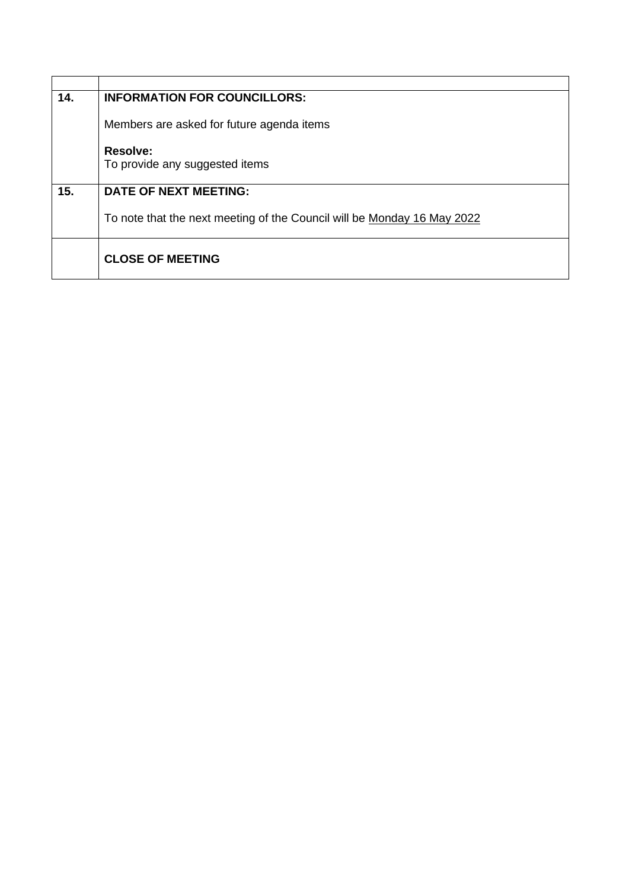| | |
|---|---|
| **14.** | **INFORMATION FOR COUNCILLORS:**<br><br>Members are asked for future agenda items<br><br>**Resolve:**<br>To provide any suggested items |
| **15.** | **DATE OF NEXT MEETING:**<br><br>To note that the next meeting of the Council will be Monday 16 May 2022 |
| | **CLOSE OF MEETING** |